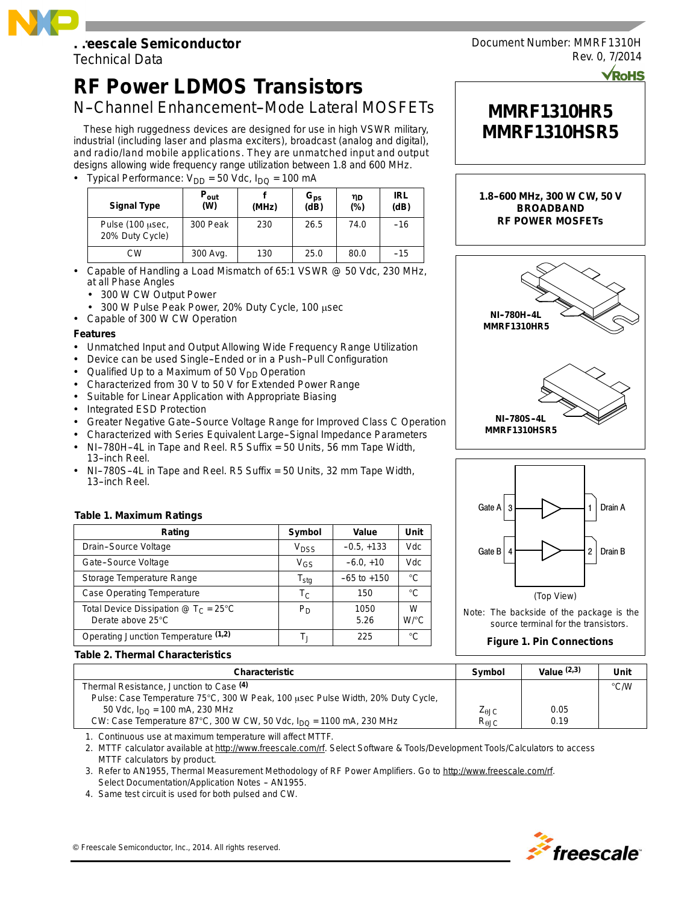Freescale Semiconductor
Technical Data

Document Number: MMRF1310H
Rev. 0, 7/2014

# RF Power LDMOS Transistors

## N–Channel Enhancement–Mode Lateral MOSFETs

# MMRF1310HR5 MMRF1310HSR5

**1.8–600 MHz, 300 W CW, 50 V BROADBAND RF POWER MOSFETs**

These high ruggedness devices are designed for use in high VSWR military, industrial (including laser and plasma exciters), broadcast (analog and digital), and radio/land mobile applications. They are unmatched input and output designs allowing wide frequency range utilization between 1.8 and 600 MHz.

- Typical Performance: $V_{DD}$ = 50 Vdc, $I_{DQ}$ = 100 mA

| Signal Type | $P_{out}$ (W) | f (MHz) | $G_{ps}$ (dB) | $\eta_D$ (%) | IRL (dB) |
|---|---|---|---|---|---|
| Pulse (100 μsec, 20% Duty Cycle) | 300 Peak | 230 | 26.5 | 74.0 | –16 |
| CW | 300 Avg. | 130 | 25.0 | 80.0 | –15 |

- Capable of Handling a Load Mismatch of 65:1 VSWR @ 50 Vdc, 230 MHz, at all Phase Angles
  - 300 W CW Output Power
  - 300 W Pulse Peak Power, 20% Duty Cycle, 100 μsec
- Capable of 300 W CW Operation

### Features

- Unmatched Input and Output Allowing Wide Frequency Range Utilization
- Device can be used Single–Ended or in a Push–Pull Configuration
- Qualified Up to a Maximum of 50 $V_{DD}$ Operation
- Characterized from 30 V to 50 V for Extended Power Range
- Suitable for Linear Application with Appropriate Biasing
- Integrated ESD Protection
- Greater Negative Gate–Source Voltage Range for Improved Class C Operation
- Characterized with Series Equivalent Large–Signal Impedance Parameters
- NI–780H–4L in Tape and Reel. R5 Suffix = 50 Units, 56 mm Tape Width, 13–inch Reel.
- NI–780S–4L in Tape and Reel. R5 Suffix = 50 Units, 32 mm Tape Width, 13–inch Reel.

NI–780H–4L
MMRF1310HR5

NI–780S–4L
MMRF1310HSR5

Gate A 3 — 1 Drain A
Gate B 4 — 2 Drain B

(Top View)

Note: The backside of the package is the source terminal for the transistors.

**Figure 1. Pin Connections**

### Table 1. Maximum Ratings

| Rating | Symbol | Value | Unit |
|---|---|---|---|
| Drain–Source Voltage | $V_{DSS}$ | –0.5, +133 | Vdc |
| Gate–Source Voltage | $V_{GS}$ | –6.0, +10 | Vdc |
| Storage Temperature Range | $T_{stg}$ | –65 to +150 | °C |
| Case Operating Temperature | $T_C$ | 150 | °C |
| Total Device Dissipation @ $T_C$ = 25°C<br>Derate above 25°C | $P_D$ | 1050<br>5.26 | W<br>W/°C |
| Operating Junction Temperature (1,2) | $T_J$ | 225 | °C |

### Table 2. Thermal Characteristics

| Characteristic | Symbol | Value (2,3) | Unit |
|---|---|---|---|
| Thermal Resistance, Junction to Case (4)<br>Pulse: Case Temperature 75°C, 300 W Peak, 100 μsec Pulse Width, 20% Duty Cycle, 50 Vdc, $I_{DQ}$ = 100 mA, 230 MHz<br>CW: Case Temperature 87°C, 300 W CW, 50 Vdc, $I_{DQ}$ = 1100 mA, 230 MHz | <br>$Z_{\theta JC}$<br>$R_{\theta JC}$ | <br>0.05<br>0.19 | °C/W |

1. Continuous use at maximum temperature will affect MTTF.
2. MTTF calculator available at http://www.freescale.com/rf. Select Software & Tools/Development Tools/Calculators to access MTTF calculators by product.
3. Refer to AN1955, Thermal Measurement Methodology of RF Power Amplifiers. Go to http://www.freescale.com/rf. Select Documentation/Application Notes – AN1955.
4. Same test circuit is used for both pulsed and CW.

© Freescale Semiconductor, Inc., 2014. All rights reserved.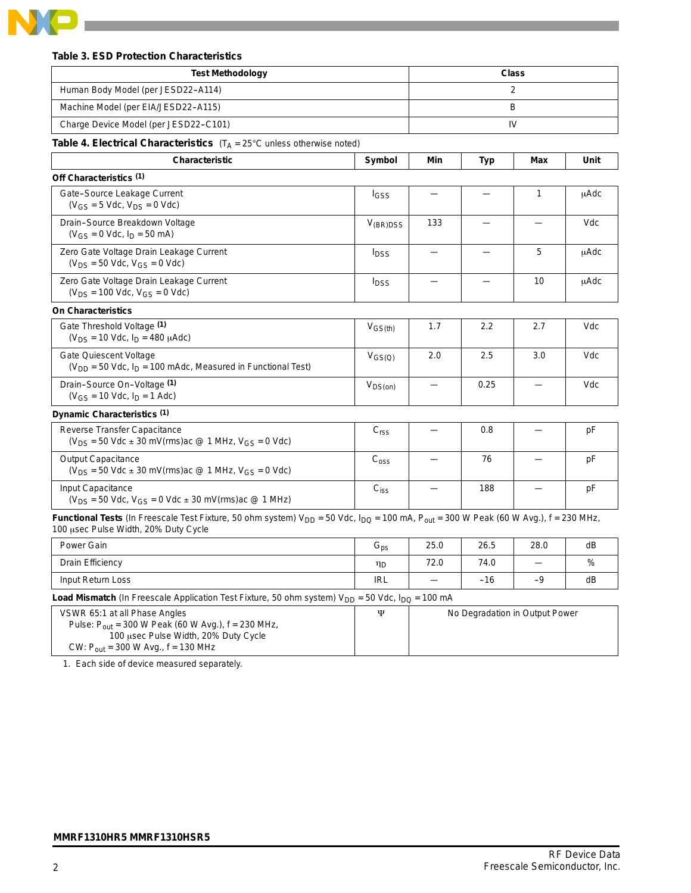**Table 3. ESD Protection Characteristics**

| Test Methodology | Class |
|---|---|
| Human Body Model (per JESD22–A114) | 2 |
| Machine Model (per EIA/JESD22–A115) | B |
| Charge Device Model (per JESD22–C101) | IV |

**Table 4. Electrical Characteristics** ($T_A$ = 25°C unless otherwise noted)

| Characteristic | Symbol | Min | Typ | Max | Unit |
|---|---|---|---|---|---|
| **Off Characteristics** [1] | | | | | |
| Gate–Source Leakage Current ($V_{GS}$ = 5 Vdc, $V_{DS}$ = 0 Vdc) | $I_{GSS}$ | — | — | 1 | μAdc |
| Drain–Source Breakdown Voltage ($V_{GS}$ = 0 Vdc, $I_D$ = 50 mA) | $V_{(BR)DSS}$ | 133 | — | — | Vdc |
| Zero Gate Voltage Drain Leakage Current ($V_{DS}$ = 50 Vdc, $V_{GS}$ = 0 Vdc) | $I_{DSS}$ | — | — | 5 | μAdc |
| Zero Gate Voltage Drain Leakage Current ($V_{DS}$ = 100 Vdc, $V_{GS}$ = 0 Vdc) | $I_{DSS}$ | — | — | 10 | μAdc |
| **On Characteristics** | | | | | |
| Gate Threshold Voltage [1] ($V_{DS}$ = 10 Vdc, $I_D$ = 480 μAdc) | $V_{GS(th)}$ | 1.7 | 2.2 | 2.7 | Vdc |
| Gate Quiescent Voltage ($V_{DD}$ = 50 Vdc, $I_D$ = 100 mAdc, Measured in Functional Test) | $V_{GS(Q)}$ | 2.0 | 2.5 | 3.0 | Vdc |
| Drain–Source On–Voltage [1] ($V_{GS}$ = 10 Vdc, $I_D$ = 1 Adc) | $V_{DS(on)}$ | — | 0.25 | — | Vdc |
| **Dynamic Characteristics** [1] | | | | | |
| Reverse Transfer Capacitance ($V_{DS}$ = 50 Vdc ± 30 mV(rms)ac @ 1 MHz, $V_{GS}$ = 0 Vdc) | $C_{rss}$ | — | 0.8 | — | pF |
| Output Capacitance ($V_{DS}$ = 50 Vdc ± 30 mV(rms)ac @ 1 MHz, $V_{GS}$ = 0 Vdc) | $C_{oss}$ | — | 76 | — | pF |
| Input Capacitance ($V_{DS}$ = 50 Vdc, $V_{GS}$ = 0 Vdc ± 30 mV(rms)ac @ 1 MHz) | $C_{iss}$ | — | 188 | — | pF |
| **Functional Tests** (In Freescale Test Fixture, 50 ohm system) $V_{DD}$ = 50 Vdc, $I_{DQ}$ = 100 mA, $P_{out}$ = 300 W Peak (60 W Avg.), f = 230 MHz, 100 μsec Pulse Width, 20% Duty Cycle | | | | | |
| Power Gain | $G_{ps}$ | 25.0 | 26.5 | 28.0 | dB |
| Drain Efficiency | $\eta_D$ | 72.0 | 74.0 | — | % |
| Input Return Loss | IRL | — | –16 | –9 | dB |
| **Load Mismatch** (In Freescale Application Test Fixture, 50 ohm system) $V_{DD}$ = 50 Vdc, $I_{DQ}$ = 100 mA | | | | | |
| VSWR 65:1 at all Phase Angles<br>Pulse: $P_{out}$ = 300 W Peak (60 W Avg.), f = 230 MHz, 100 μsec Pulse Width, 20% Duty Cycle<br>CW: $P_{out}$ = 300 W Avg., f = 130 MHz | Ψ | No Degradation in Output Power | | | |

1. Each side of device measured separately.

**MMRF1310HR5 MMRF1310HSR5**

RF Device Data
Freescale Semiconductor, Inc.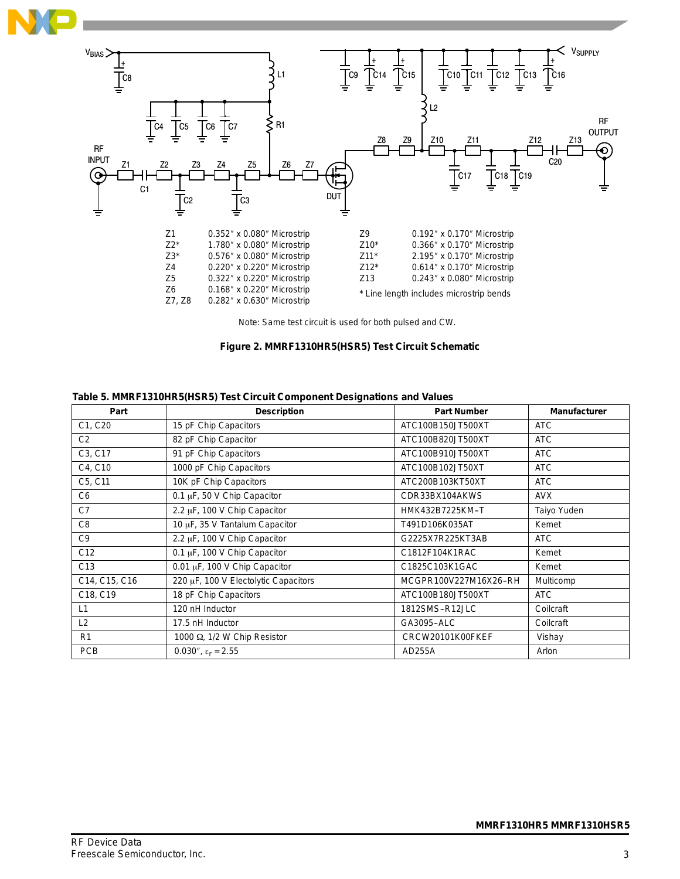| | |
|---|---|
| Z1 | 0.352″ x 0.080″ Microstrip |
| Z2* | 1.780″ x 0.080″ Microstrip |
| Z3* | 0.576″ x 0.080″ Microstrip |
| Z4 | 0.220″ x 0.220″ Microstrip |
| Z5 | 0.322″ x 0.220″ Microstrip |
| Z6 | 0.168″ x 0.220″ Microstrip |
| Z7, Z8 | 0.282″ x 0.630″ Microstrip |
| Z9 | 0.192″ x 0.170″ Microstrip |
| Z10* | 0.366″ x 0.170″ Microstrip |
| Z11* | 2.195″ x 0.170″ Microstrip |
| Z12* | 0.614″ x 0.170″ Microstrip |
| Z13 | 0.243″ x 0.080″ Microstrip |

* Line length includes microstrip bends

Note: Same test circuit is used for both pulsed and CW.

**Figure 2. MMRF1310HR5(HSR5) Test Circuit Schematic**

**Table 5. MMRF1310HR5(HSR5) Test Circuit Component Designations and Values**

| Part | Description | Part Number | Manufacturer |
|---|---|---|---|
| C1, C20 | 15 pF Chip Capacitors | ATC100B150JT500XT | ATC |
| C2 | 82 pF Chip Capacitor | ATC100B820JT500XT | ATC |
| C3, C17 | 91 pF Chip Capacitors | ATC100B910JT500XT | ATC |
| C4, C10 | 1000 pF Chip Capacitors | ATC100B102JT50XT | ATC |
| C5, C11 | 10K pF Chip Capacitors | ATC200B103KT50XT | ATC |
| C6 | 0.1 μF, 50 V Chip Capacitor | CDR33BX104AKWS | AVX |
| C7 | 2.2 μF, 100 V Chip Capacitor | HMK432B7225KM–T | Taiyo Yuden |
| C8 | 10 μF, 35 V Tantalum Capacitor | T491D106K035AT | Kemet |
| C9 | 2.2 μF, 100 V Chip Capacitor | G2225X7R225KT3AB | ATC |
| C12 | 0.1 μF, 100 V Chip Capacitor | C1812F104K1RAC | Kemet |
| C13 | 0.01 μF, 100 V Chip Capacitor | C1825C103K1GAC | Kemet |
| C14, C15, C16 | 220 μF, 100 V Electolytic Capacitors | MCGPR100V227M16X26–RH | Multicomp |
| C18, C19 | 18 pF Chip Capacitors | ATC100B180JT500XT | ATC |
| L1 | 120 nH Inductor | 1812SMS–R12JLC | Coilcraft |
| L2 | 17.5 nH Inductor | GA3095–ALC | Coilcraft |
| R1 | 1000 Ω, 1/2 W Chip Resistor | CRCW20101K00FKEF | Vishay |
| PCB | 0.030″, $\varepsilon_r$ = 2.55 | AD255A | Arlon |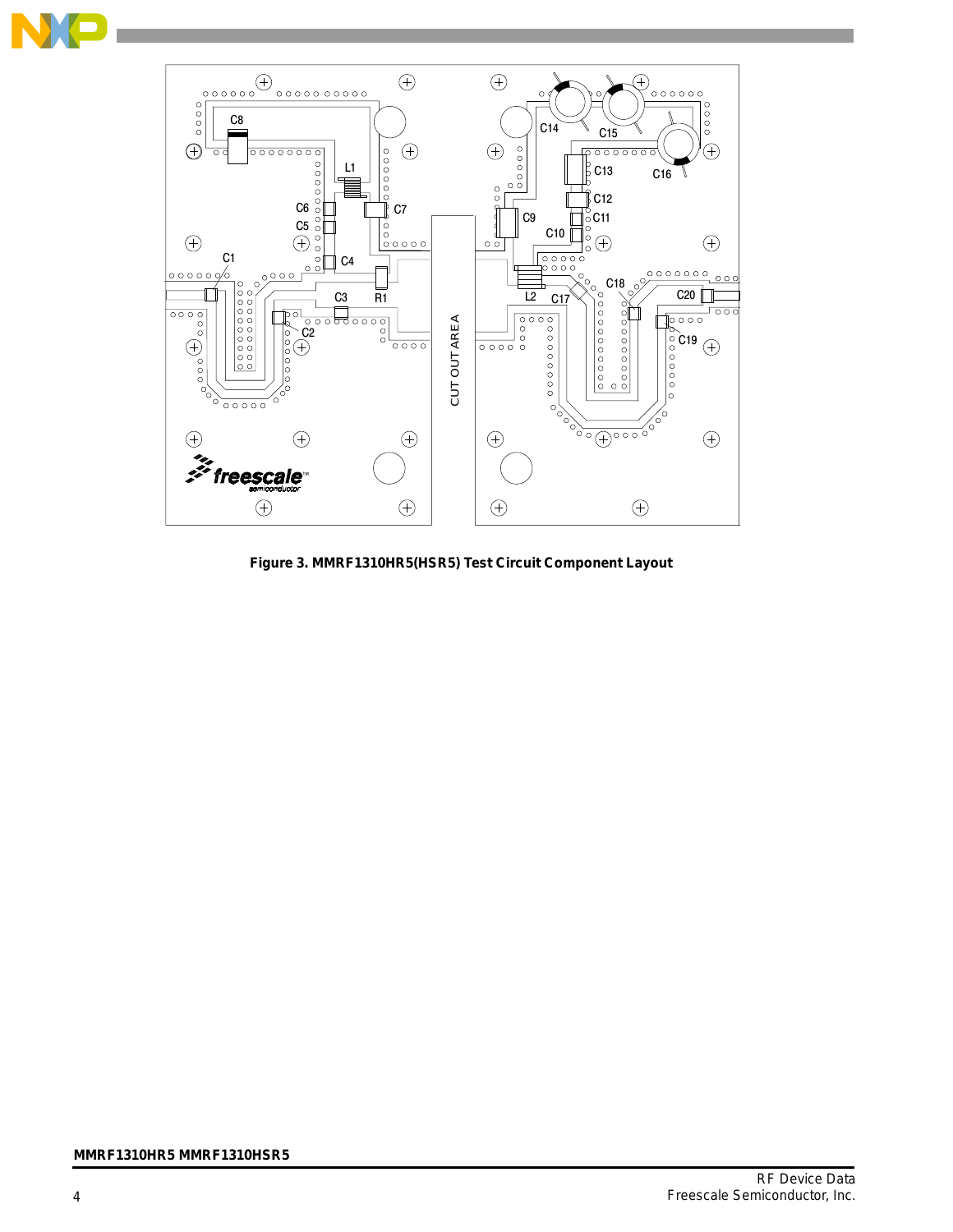**Figure 3. MMRF1310HR5(HSR5) Test Circuit Component Layout**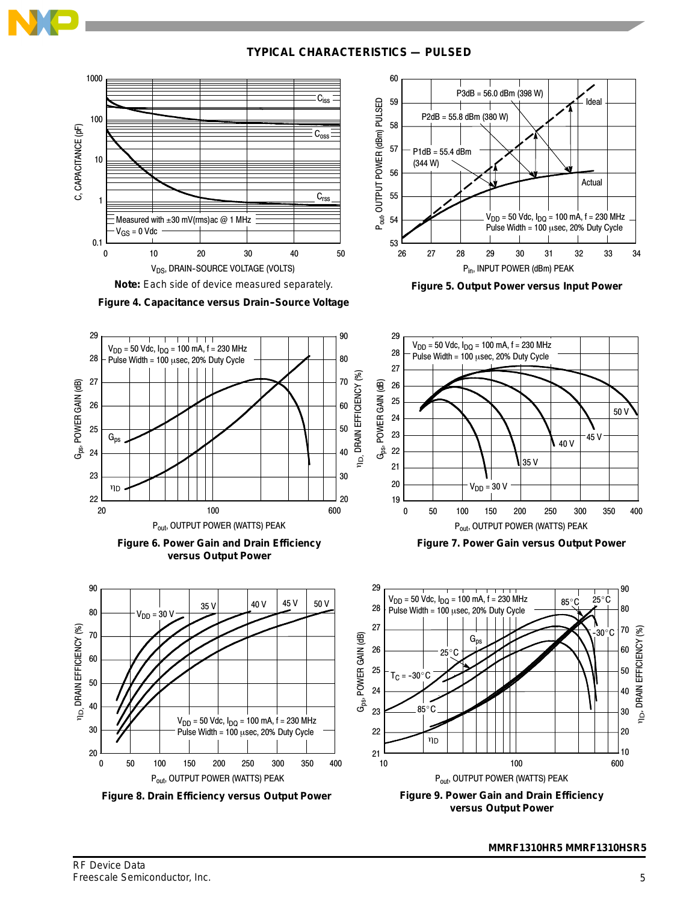## TYPICAL CHARACTERISTICS — PULSED

**Note:** Each side of device measured separately.

**Figure 4. Capacitance versus Drain–Source Voltage**

**Figure 5. Output Power versus Input Power**

**Figure 6. Power Gain and Drain Efficiency versus Output Power**

**Figure 7. Power Gain versus Output Power**

**Figure 8. Drain Efficiency versus Output Power**

**Figure 9. Power Gain and Drain Efficiency versus Output Power**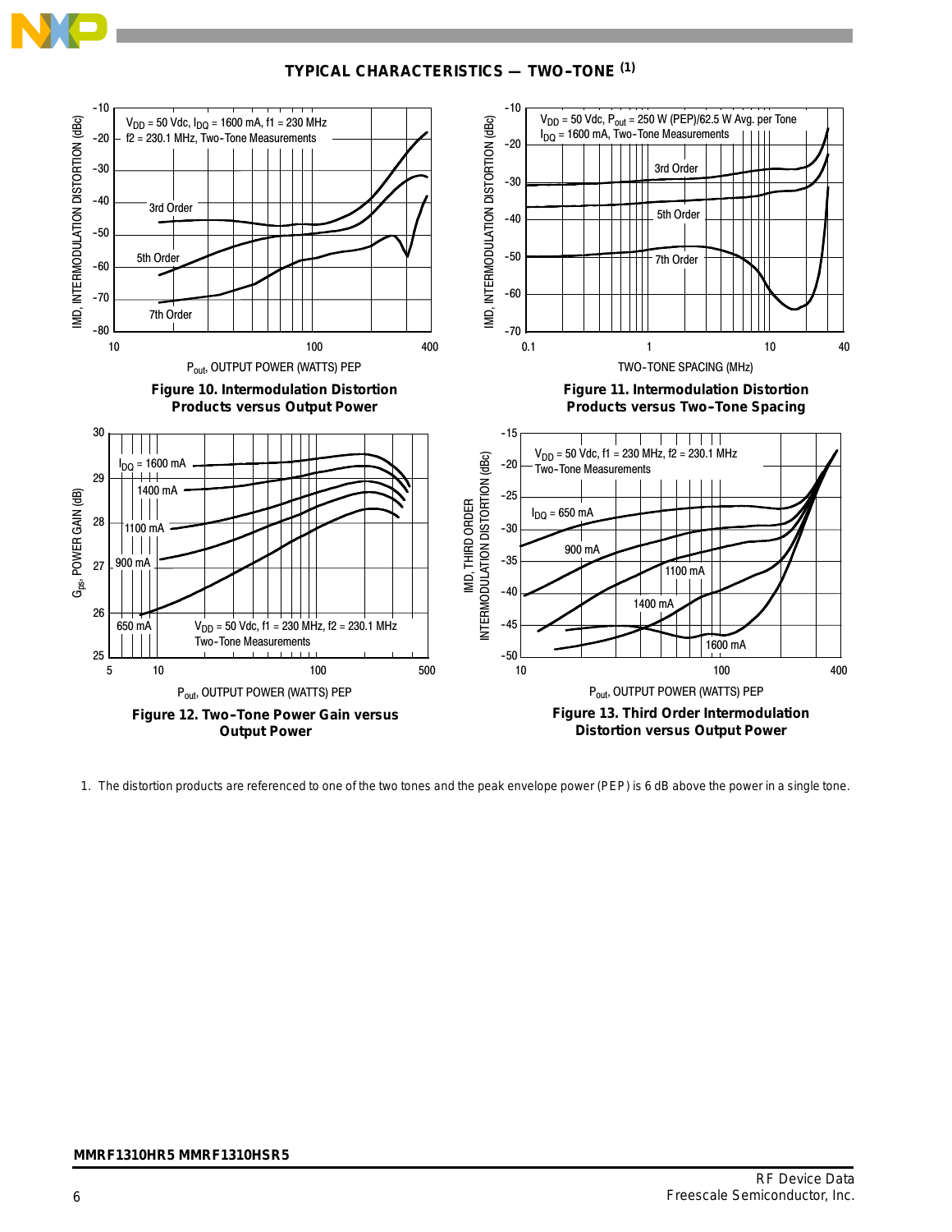## TYPICAL CHARACTERISTICS — TWO-TONE [(1)]

Figure 10. Intermodulation Distortion Products versus Output Power

Figure 11. Intermodulation Distortion Products versus Two-Tone Spacing

Figure 12. Two-Tone Power Gain versus Output Power

Figure 13. Third Order Intermodulation Distortion versus Output Power

1. The distortion products are referenced to one of the two tones and the peak envelope power (PEP) is 6 dB above the power in a single tone.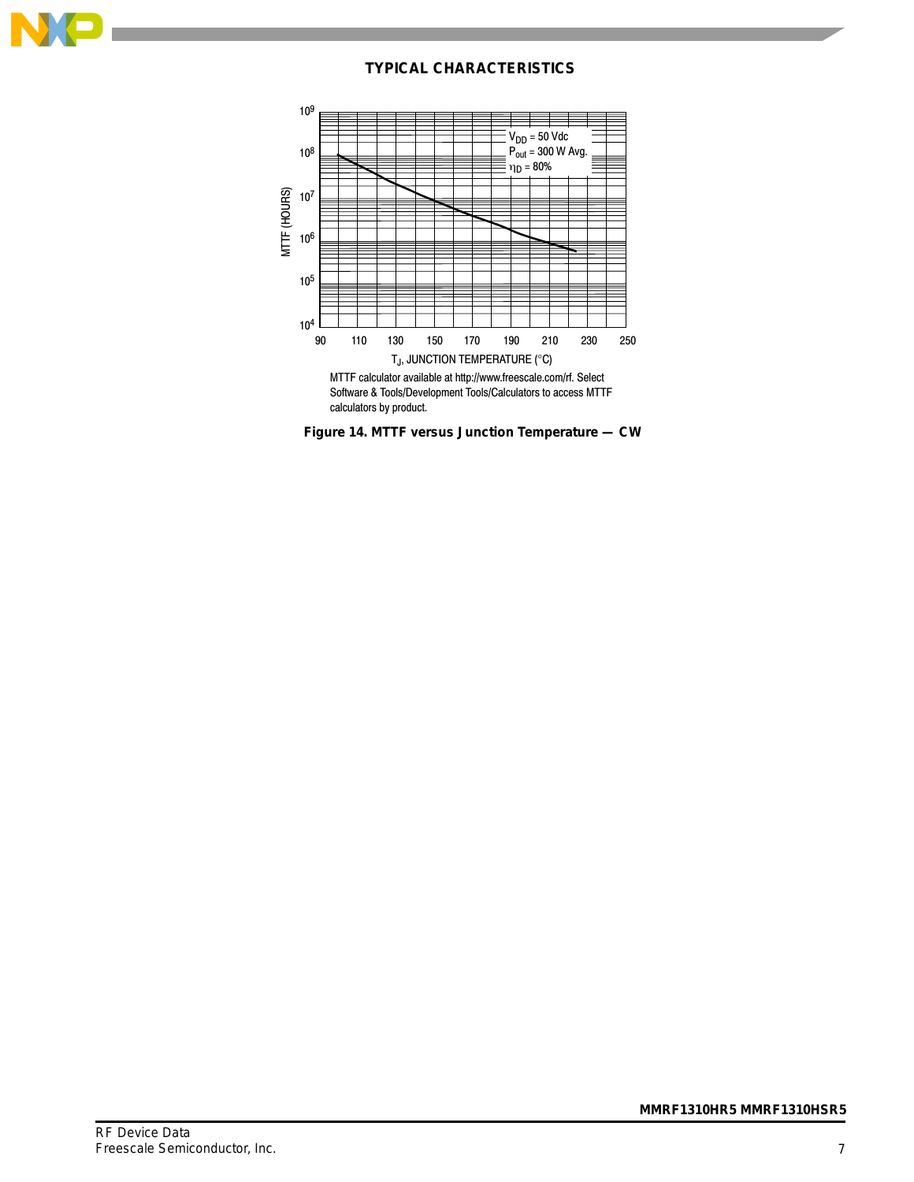## TYPICAL CHARACTERISTICS

$V_{DD}$ = 50 Vdc
$P_{out}$ = 300 W Avg.
$\eta_D$ = 80%

MTTF (HOURS)

$T_J$, JUNCTION TEMPERATURE (°C)

MTTF calculator available at http://www.freescale.com/rf. Select Software & Tools/Development Tools/Calculators to access MTTF calculators by product.

**Figure 14. MTTF versus Junction Temperature — CW**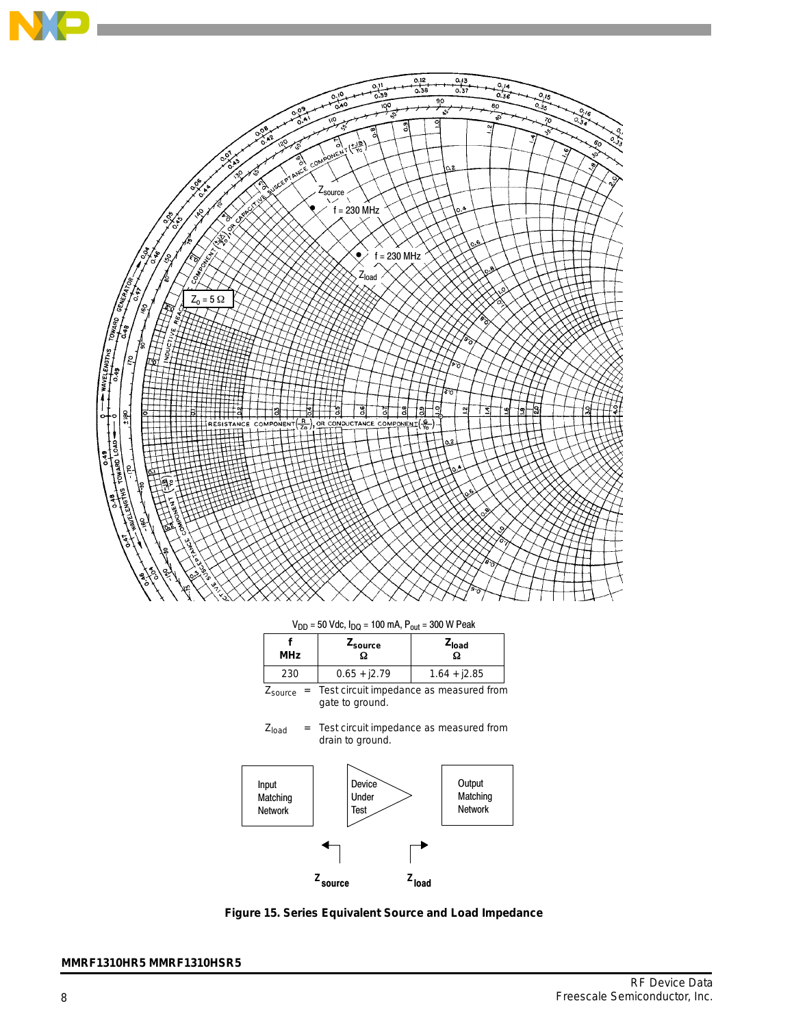$V_{DD}$ = 50 Vdc, $I_{DQ}$ = 100 mA, $P_{out}$ = 300 W Peak

| f MHz | $Z_{source}$ Ω | $Z_{load}$ Ω |
|---|---|---|
| 230 | 0.65 + j2.79 | 1.64 + j2.85 |

$Z_{source}$ = Test circuit impedance as measured from gate to ground.

$Z_{load}$ = Test circuit impedance as measured from drain to ground.

**Figure 15. Series Equivalent Source and Load Impedance**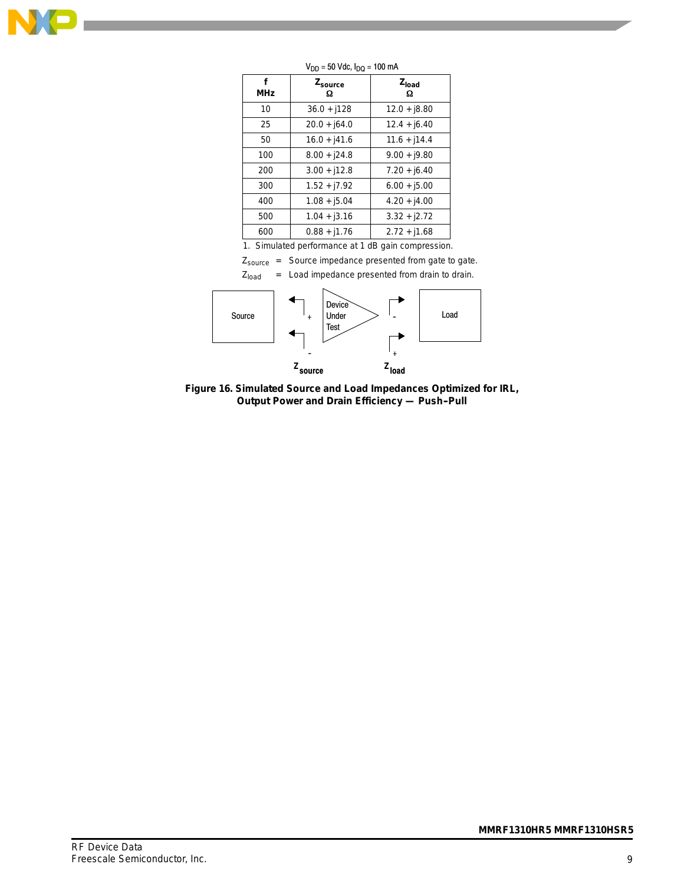$V_{DD}$ = 50 Vdc, $I_{DQ}$ = 100 mA

| f MHz | $Z_{source}$ Ω | $Z_{load}$ Ω |
|---|---|---|
| 10 | 36.0 + j128 | 12.0 + j8.80 |
| 25 | 20.0 + j64.0 | 12.4 + j6.40 |
| 50 | 16.0 + j41.6 | 11.6 + j14.4 |
| 100 | 8.00 + j24.8 | 9.00 + j9.80 |
| 200 | 3.00 + j12.8 | 7.20 + j6.40 |
| 300 | 1.52 + j7.92 | 6.00 + j5.00 |
| 400 | 1.08 + j5.04 | 4.20 + j4.00 |
| 500 | 1.04 + j3.16 | 3.32 + j2.72 |
| 600 | 0.88 + j1.76 | 2.72 + j1.68 |

1. Simulated performance at 1 dB gain compression.

$Z_{source}$ = Source impedance presented from gate to gate.

$Z_{load}$ = Load impedance presented from drain to drain.

Source | + / - | Device Under Test | - / + | Load

$Z_{source}$ $Z_{load}$

**Figure 16. Simulated Source and Load Impedances Optimized for IRL, Output Power and Drain Efficiency — Push–Pull**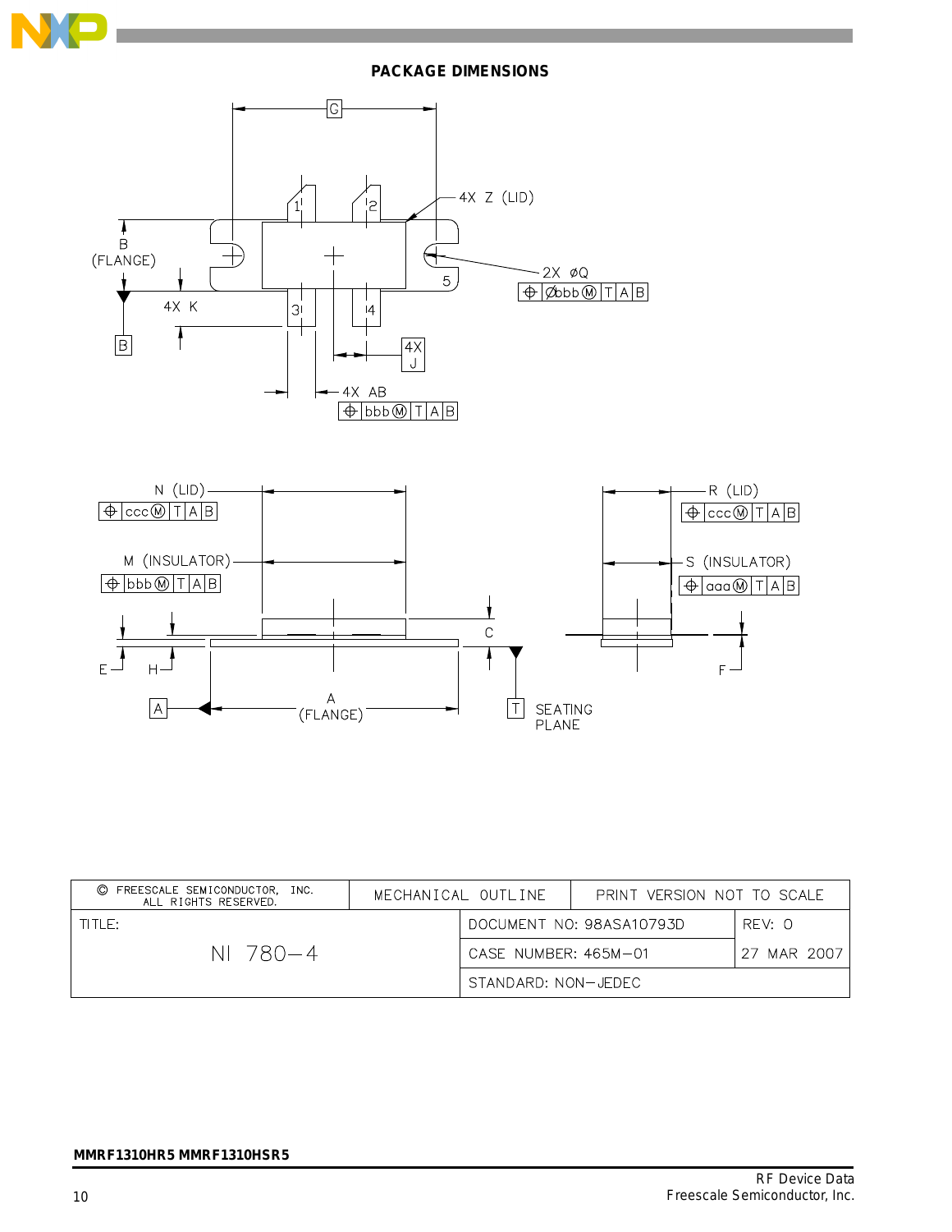## PACKAGE DIMENSIONS

| © FREESCALE SEMICONDUCTOR, INC. ALL RIGHTS RESERVED. | MECHANICAL OUTLINE | PRINT VERSION NOT TO SCALE |
|---|---|---|
| TITLE: NI 780−4 | DOCUMENT NO: 98ASA10793D | REV: 0 |
| | CASE NUMBER: 465M−01 | 27 MAR 2007 |
| | STANDARD: NON−JEDEC | |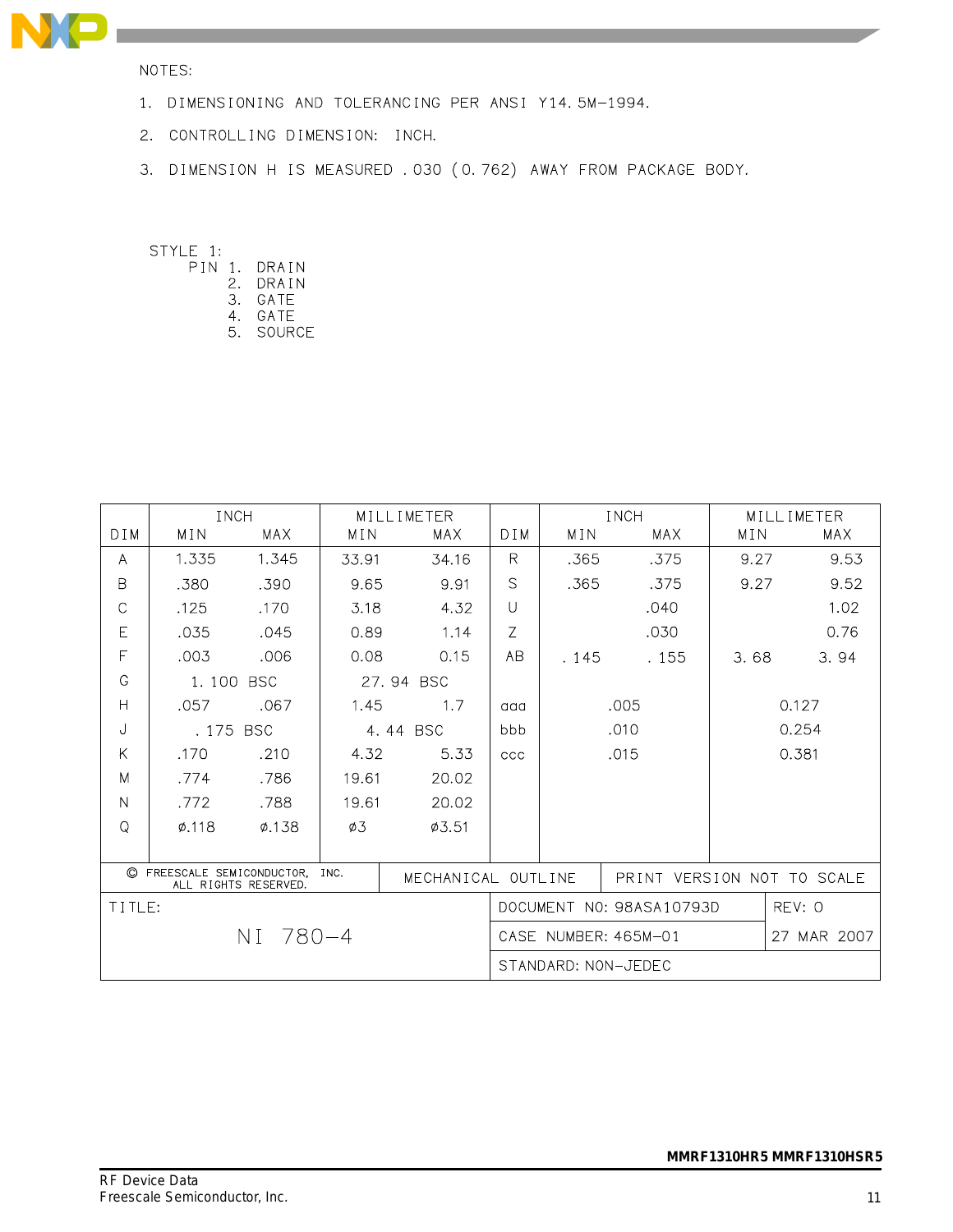NOTES:

1. DIMENSIONING AND TOLERANCING PER ANSI Y14.5M−1994.
2. CONTROLLING DIMENSION: INCH.
3. DIMENSION H IS MEASURED .030 (0.762) AWAY FROM PACKAGE BODY.

STYLE 1:
PIN 1. DRAIN
2. DRAIN
3. GATE
4. GATE
5. SOURCE

| DIM | INCH | | MILLIMETER | | DIM | INCH | | MILLIMETER | |
|---|---|---|---|---|---|---|---|---|---|
| | MIN | MAX | MIN | MAX | | MIN | MAX | MIN | MAX |
| A | 1.335 | 1.345 | 33.91 | 34.16 | R | .365 | .375 | 9.27 | 9.53 |
| B | .380 | .390 | 9.65 | 9.91 | S | .365 | .375 | 9.27 | 9.52 |
| C | .125 | .170 | 3.18 | 4.32 | U | | .040 | | 1.02 |
| E | .035 | .045 | 0.89 | 1.14 | Z | | .030 | | 0.76 |
| F | .003 | .006 | 0.08 | 0.15 | AB | .145 | .155 | 3.68 | 3.94 |
| G | 1.100 BSC | | 27.94 BSC | | | | | | |
| H | .057 | .067 | 1.45 | 1.7 | aaa | .005 | | 0.127 | |
| J | .175 BSC | | 4.44 BSC | | bbb | .010 | | 0.254 | |
| K | .170 | .210 | 4.32 | 5.33 | ccc | .015 | | 0.381 | |
| M | .774 | .786 | 19.61 | 20.02 | | | | | |
| N | .772 | .788 | 19.61 | 20.02 | | | | | |
| Q | ø.118 | ø.138 | ø3 | ø3.51 | | | | | |

| © FREESCALE SEMICONDUCTOR, INC. ALL RIGHTS RESERVED. | MECHANICAL OUTLINE | PRINT VERSION NOT TO SCALE |
|---|---|---|
| TITLE: NI 780−4 | DOCUMENT NO: 98ASA10793D | REV: 0 |
| | CASE NUMBER: 465M−01 | 27 MAR 2007 |
| | STANDARD: NON−JEDEC | |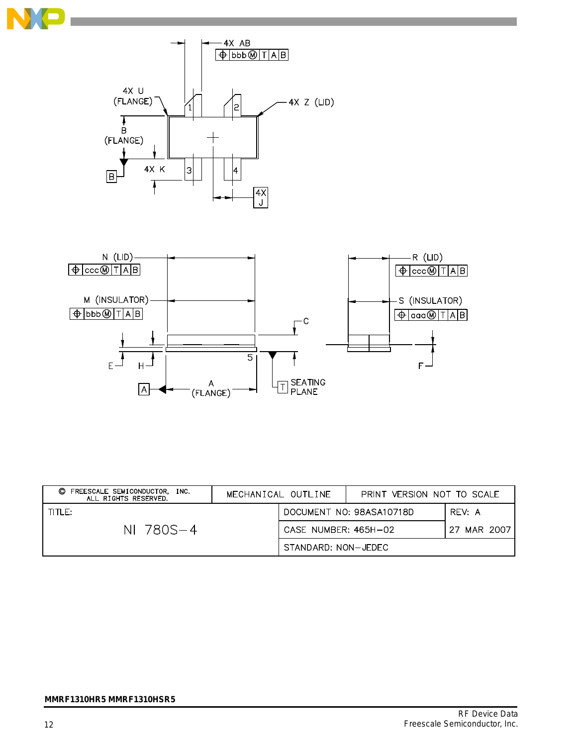4X AB

bbb M T A B

4X U (FLANGE)

4X Z (LID)

B (FLANGE)

B

4X K

1 2 3 4

4X J

N (LID)

ccc M T A B

M (INSULATOR)

bbb M T A B

R (LID)

ccc M T A B

S (INSULATOR)

aaa M T A B

C

E H

5

F

A

A (FLANGE)

T SEATING PLANE

| © FREESCALE SEMICONDUCTOR, INC. ALL RIGHTS RESERVED. | MECHANICAL OUTLINE | PRINT VERSION NOT TO SCALE |
|---|---|---|
| TITLE: NI 780S−4 | DOCUMENT NO: 98ASA10718D | REV: A |
| | CASE NUMBER: 465H−02 | 27 MAR 2007 |
| | STANDARD: NON−JEDEC | |

MMRF1310HR5 MMRF1310HSR5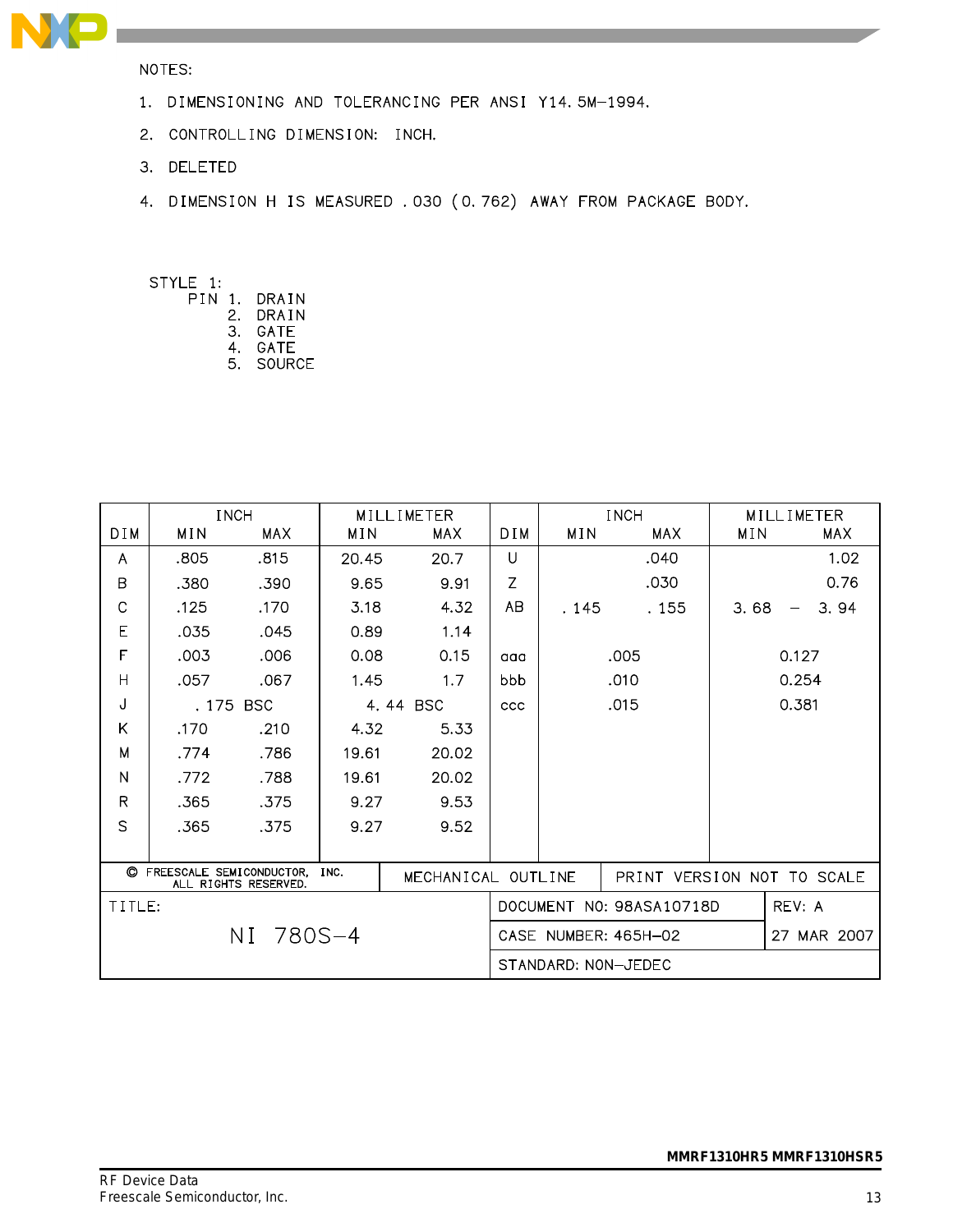NOTES:

1. DIMENSIONING AND TOLERANCING PER ANSI Y14.5M-1994.
2. CONTROLLING DIMENSION: INCH.
3. DELETED
4. DIMENSION H IS MEASURED .030 (0.762) AWAY FROM PACKAGE BODY.

STYLE 1:
PIN 1. DRAIN
2. DRAIN
3. GATE
4. GATE
5. SOURCE

| DIM | INCH | | MILLIMETER | | DIM | INCH | | MILLIMETER | |
|---|---|---|---|---|---|---|---|---|---|
| | MIN | MAX | MIN | MAX | | MIN | MAX | MIN | MAX |
| A | .805 | .815 | 20.45 | 20.7 | U | | .040 | | 1.02 |
| B | .380 | .390 | 9.65 | 9.91 | Z | | .030 | | 0.76 |
| C | .125 | .170 | 3.18 | 4.32 | AB | .145 | .155 | 3.68 | 3.94 |
| E | .035 | .045 | 0.89 | 1.14 | | | | | |
| F | .003 | .006 | 0.08 | 0.15 | aaa | .005 | | 0.127 | |
| H | .057 | .067 | 1.45 | 1.7 | bbb | .010 | | 0.254 | |
| J | .175 BSC | | 4.44 BSC | | ccc | .015 | | 0.381 | |
| K | .170 | .210 | 4.32 | 5.33 | | | | | |
| M | .774 | .786 | 19.61 | 20.02 | | | | | |
| N | .772 | .788 | 19.61 | 20.02 | | | | | |
| R | .365 | .375 | 9.27 | 9.53 | | | | | |
| S | .365 | .375 | 9.27 | 9.52 | | | | | |

| © FREESCALE SEMICONDUCTOR, INC. ALL RIGHTS RESERVED. | MECHANICAL OUTLINE | PRINT VERSION NOT TO SCALE |
|---|---|---|
| TITLE: NI 780S-4 | DOCUMENT NO: 98ASA10718D | REV: A |
| | CASE NUMBER: 465H-02 | 27 MAR 2007 |
| | STANDARD: NON-JEDEC | |

MMRF1310HR5 MMRF1310HSR5

RF Device Data
Freescale Semiconductor, Inc.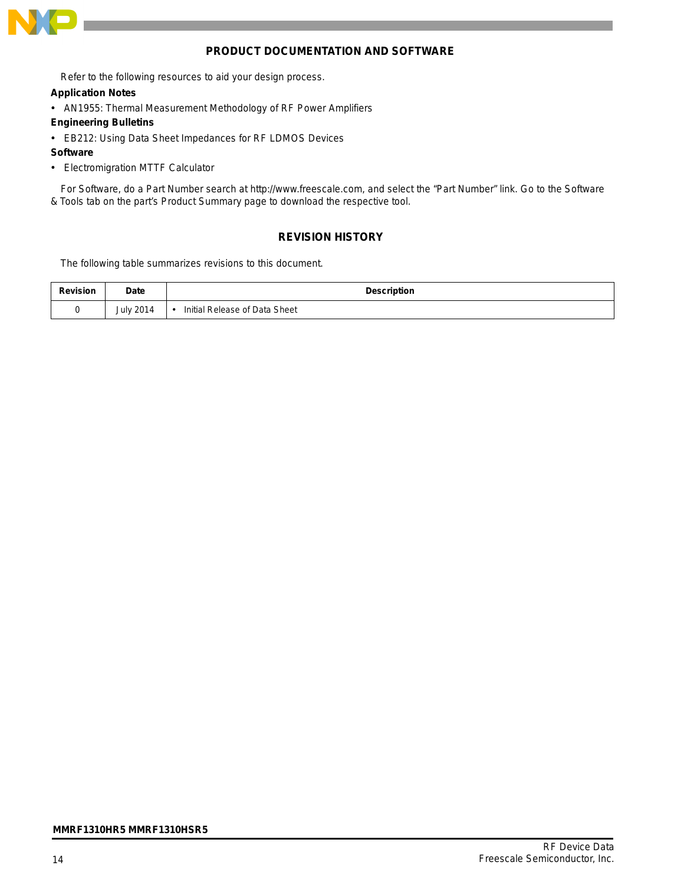## PRODUCT DOCUMENTATION AND SOFTWARE

Refer to the following resources to aid your design process.

**Application Notes**

- AN1955: Thermal Measurement Methodology of RF Power Amplifiers

**Engineering Bulletins**

- EB212: Using Data Sheet Impedances for RF LDMOS Devices

**Software**

- Electromigration MTTF Calculator

For Software, do a Part Number search at http://www.freescale.com, and select the "Part Number" link. Go to the Software & Tools tab on the part's Product Summary page to download the respective tool.

## REVISION HISTORY

The following table summarizes revisions to this document.

| Revision | Date | Description |
|---|---|---|
| 0 | July 2014 | • Initial Release of Data Sheet |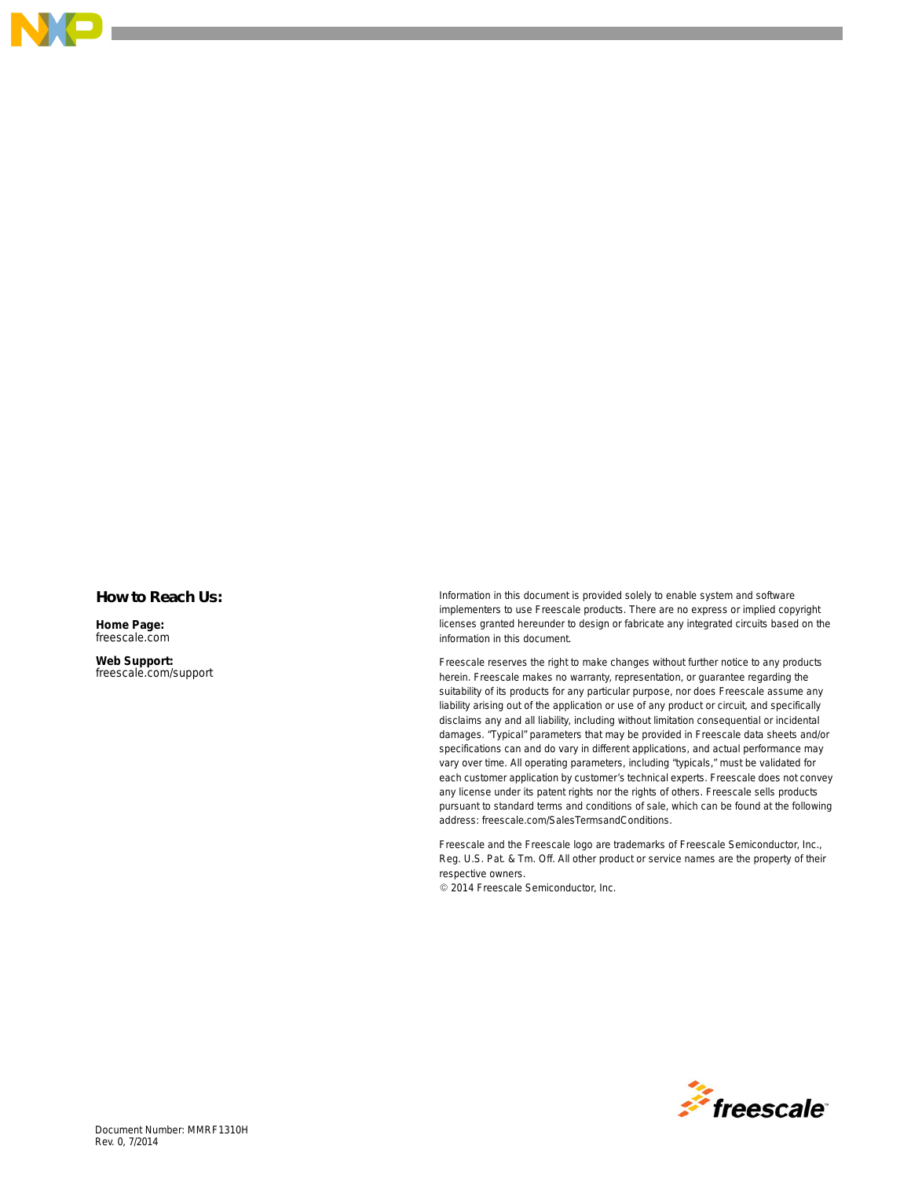## How to Reach Us:

**Home Page:**
freescale.com

**Web Support:**
freescale.com/support

Information in this document is provided solely to enable system and software implementers to use Freescale products. There are no express or implied copyright licenses granted hereunder to design or fabricate any integrated circuits based on the information in this document.

Freescale reserves the right to make changes without further notice to any products herein. Freescale makes no warranty, representation, or guarantee regarding the suitability of its products for any particular purpose, nor does Freescale assume any liability arising out of the application or use of any product or circuit, and specifically disclaims any and all liability, including without limitation consequential or incidental damages. "Typical" parameters that may be provided in Freescale data sheets and/or specifications can and do vary in different applications, and actual performance may vary over time. All operating parameters, including "typicals," must be validated for each customer application by customer's technical experts. Freescale does not convey any license under its patent rights nor the rights of others. Freescale sells products pursuant to standard terms and conditions of sale, which can be found at the following address: freescale.com/SalesTermsandConditions.

Freescale and the Freescale logo are trademarks of Freescale Semiconductor, Inc., Reg. U.S. Pat. & Tm. Off. All other product or service names are the property of their respective owners.
© 2014 Freescale Semiconductor, Inc.

Document Number: MMRF1310H
Rev. 0, 7/2014